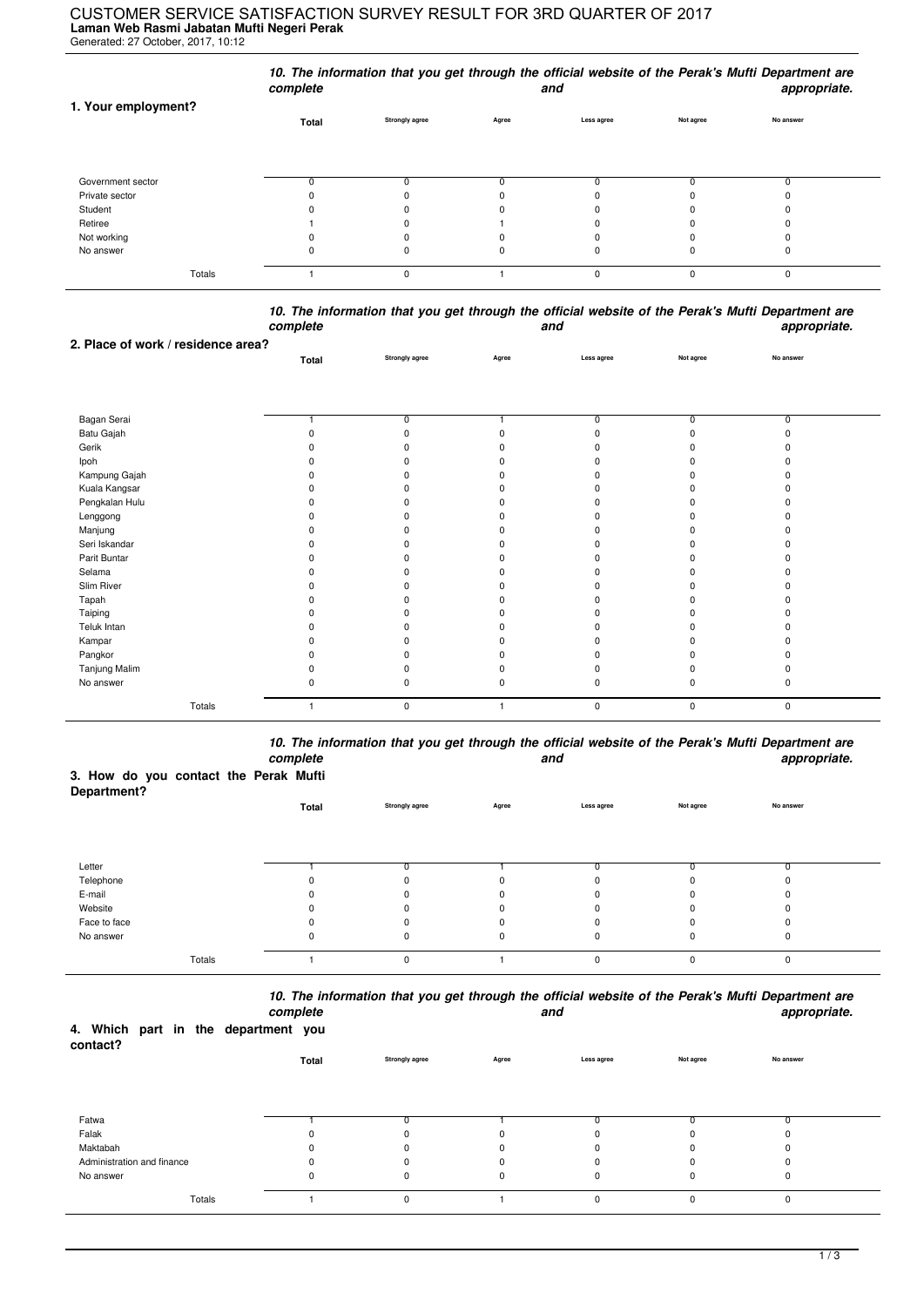# CUSTOMER SERVICE SATISFACTION SURVEY RESULT FOR 3RD QUARTER OF 2017

**Laman Web Rasmi Jabatan Mufti Negeri Perak**

Generated: 27 October, 2017, 10:12

***10. The information that you get through the official website of the Perak's Mufti Department are complete and appropriate.***

| 1. Your employment? | Total | Strongly agree | Agree | Less agree | Not agree | No answer |
|---|---|---|---|---|---|---|
| Government sector | 0 | 0 | 0 | 0 | 0 | 0 |
| Private sector | 0 | 0 | 0 | 0 | 0 | 0 |
| Student | 0 | 0 | 0 | 0 | 0 | 0 |
| Retiree | 1 | 0 | 1 | 0 | 0 | 0 |
| Not working | 0 | 0 | 0 | 0 | 0 | 0 |
| No answer | 0 | 0 | 0 | 0 | 0 | 0 |
| Totals | 1 | 0 | 1 | 0 | 0 | 0 |

***10. The information that you get through the official website of the Perak's Mufti Department are complete and appropriate.***

| 2. Place of work / residence area? | Total | Strongly agree | Agree | Less agree | Not agree | No answer |
|---|---|---|---|---|---|---|
| Bagan Serai | 1 | 0 | 1 | 0 | 0 | 0 |
| Batu Gajah | 0 | 0 | 0 | 0 | 0 | 0 |
| Gerik | 0 | 0 | 0 | 0 | 0 | 0 |
| Ipoh | 0 | 0 | 0 | 0 | 0 | 0 |
| Kampung Gajah | 0 | 0 | 0 | 0 | 0 | 0 |
| Kuala Kangsar | 0 | 0 | 0 | 0 | 0 | 0 |
| Pengkalan Hulu | 0 | 0 | 0 | 0 | 0 | 0 |
| Lenggong | 0 | 0 | 0 | 0 | 0 | 0 |
| Manjung | 0 | 0 | 0 | 0 | 0 | 0 |
| Seri Iskandar | 0 | 0 | 0 | 0 | 0 | 0 |
| Parit Buntar | 0 | 0 | 0 | 0 | 0 | 0 |
| Selama | 0 | 0 | 0 | 0 | 0 | 0 |
| Slim River | 0 | 0 | 0 | 0 | 0 | 0 |
| Tapah | 0 | 0 | 0 | 0 | 0 | 0 |
| Taiping | 0 | 0 | 0 | 0 | 0 | 0 |
| Teluk Intan | 0 | 0 | 0 | 0 | 0 | 0 |
| Kampar | 0 | 0 | 0 | 0 | 0 | 0 |
| Pangkor | 0 | 0 | 0 | 0 | 0 | 0 |
| Tanjung Malim | 0 | 0 | 0 | 0 | 0 | 0 |
| No answer | 0 | 0 | 0 | 0 | 0 | 0 |
| Totals | 1 | 0 | 1 | 0 | 0 | 0 |

***10. The information that you get through the official website of the Perak's Mufti Department are complete and appropriate.***

| 3. How do you contact the Perak Mufti Department? | Total | Strongly agree | Agree | Less agree | Not agree | No answer |
|---|---|---|---|---|---|---|
| Letter | 1 | 0 | 1 | 0 | 0 | 0 |
| Telephone | 0 | 0 | 0 | 0 | 0 | 0 |
| E-mail | 0 | 0 | 0 | 0 | 0 | 0 |
| Website | 0 | 0 | 0 | 0 | 0 | 0 |
| Face to face | 0 | 0 | 0 | 0 | 0 | 0 |
| No answer | 0 | 0 | 0 | 0 | 0 | 0 |
| Totals | 1 | 0 | 1 | 0 | 0 | 0 |

***10. The information that you get through the official website of the Perak's Mufti Department are complete and appropriate.***

| 4. Which part in the department you contact? | Total | Strongly agree | Agree | Less agree | Not agree | No answer |
|---|---|---|---|---|---|---|
| Fatwa | 1 | 0 | 1 | 0 | 0 | 0 |
| Falak | 0 | 0 | 0 | 0 | 0 | 0 |
| Maktabah | 0 | 0 | 0 | 0 | 0 | 0 |
| Administration and finance | 0 | 0 | 0 | 0 | 0 | 0 |
| No answer | 0 | 0 | 0 | 0 | 0 | 0 |
| Totals | 1 | 0 | 1 | 0 | 0 | 0 |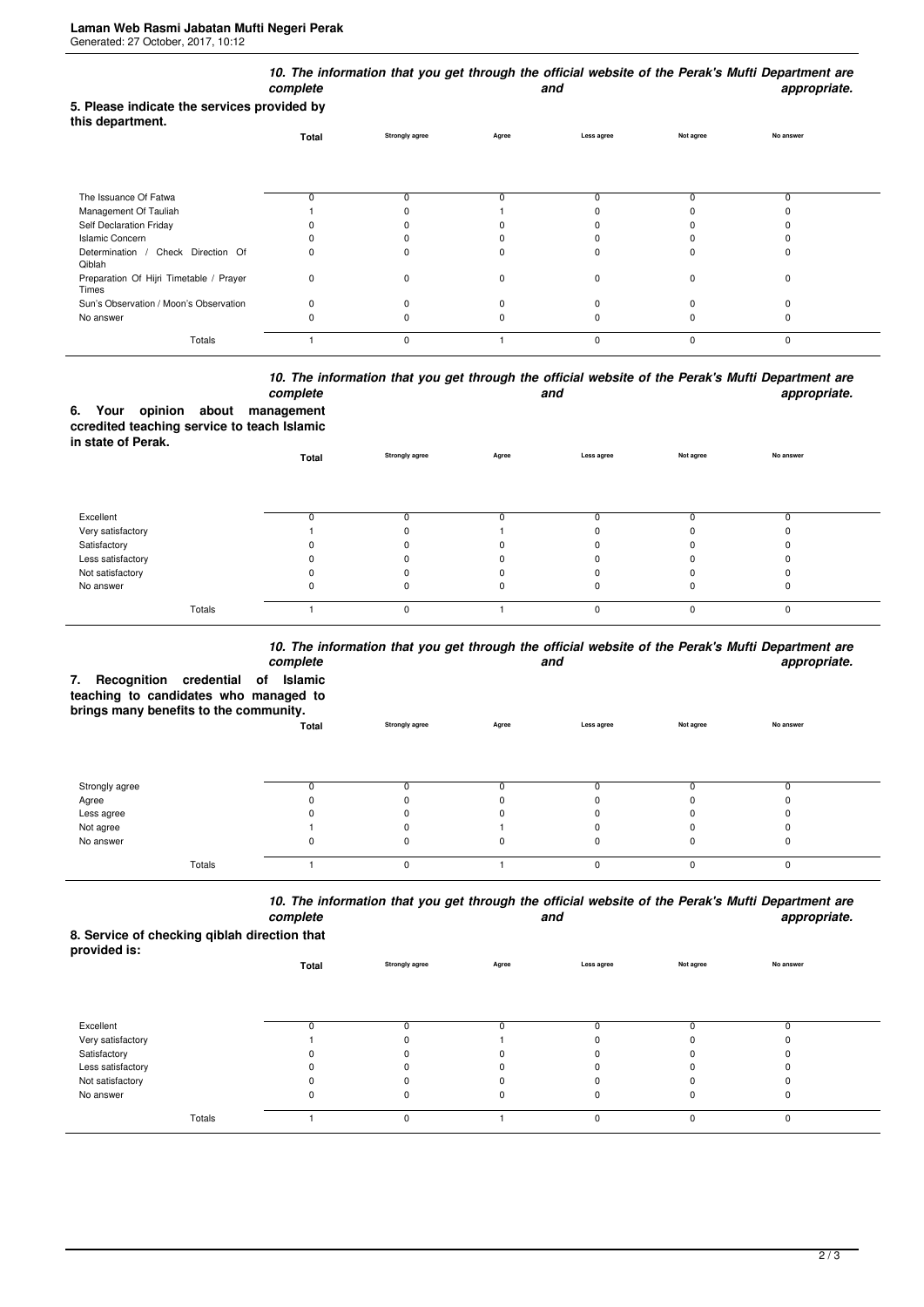**Laman Web Rasmi Jabatan Mufti Negeri Perak**
Generated: 27 October, 2017, 10:12

| **5. Please indicate the services provided by this department.** | ***10. The information that you get through the official website of the Perak's Mufti Department are complete and appropriate.*** | | | | | |
|---|---|---|---|---|---|---|
| | **Total** | **Strongly agree** | **Agree** | **Less agree** | **Not agree** | **No answer** |
| The Issuance Of Fatwa | 0 | 0 | 0 | 0 | 0 | 0 |
| Management Of Tauliah | 1 | 0 | 1 | 0 | 0 | 0 |
| Self Declaration Friday | 0 | 0 | 0 | 0 | 0 | 0 |
| Islamic Concern | 0 | 0 | 0 | 0 | 0 | 0 |
| Determination / Check Direction Of Qiblah | 0 | 0 | 0 | 0 | 0 | 0 |
| Preparation Of Hijri Timetable / Prayer Times | 0 | 0 | 0 | 0 | 0 | 0 |
| Sun's Observation / Moon's Observation | 0 | 0 | 0 | 0 | 0 | 0 |
| No answer | 0 | 0 | 0 | 0 | 0 | 0 |
| Totals | 1 | 0 | 1 | 0 | 0 | 0 |

| **6. Your opinion about management ccredited teaching service to teach Islamic in state of Perak.** | ***10. The information that you get through the official website of the Perak's Mufti Department are complete and appropriate.*** | | | | | |
|---|---|---|---|---|---|---|
| | **Total** | **Strongly agree** | **Agree** | **Less agree** | **Not agree** | **No answer** |
| Excellent | 0 | 0 | 0 | 0 | 0 | 0 |
| Very satisfactory | 1 | 0 | 1 | 0 | 0 | 0 |
| Satisfactory | 0 | 0 | 0 | 0 | 0 | 0 |
| Less satisfactory | 0 | 0 | 0 | 0 | 0 | 0 |
| Not satisfactory | 0 | 0 | 0 | 0 | 0 | 0 |
| No answer | 0 | 0 | 0 | 0 | 0 | 0 |
| Totals | 1 | 0 | 1 | 0 | 0 | 0 |

| **7. Recognition credential of Islamic teaching to candidates who managed to brings many benefits to the community.** | ***10. The information that you get through the official website of the Perak's Mufti Department are complete and appropriate.*** | | | | | |
|---|---|---|---|---|---|---|
| | **Total** | **Strongly agree** | **Agree** | **Less agree** | **Not agree** | **No answer** |
| Strongly agree | 0 | 0 | 0 | 0 | 0 | 0 |
| Agree | 0 | 0 | 0 | 0 | 0 | 0 |
| Less agree | 0 | 0 | 0 | 0 | 0 | 0 |
| Not agree | 1 | 0 | 1 | 0 | 0 | 0 |
| No answer | 0 | 0 | 0 | 0 | 0 | 0 |
| Totals | 1 | 0 | 1 | 0 | 0 | 0 |

| **8. Service of checking qiblah direction that provided is:** | ***10. The information that you get through the official website of the Perak's Mufti Department are complete and appropriate.*** | | | | | |
|---|---|---|---|---|---|---|
| | **Total** | **Strongly agree** | **Agree** | **Less agree** | **Not agree** | **No answer** |
| Excellent | 0 | 0 | 0 | 0 | 0 | 0 |
| Very satisfactory | 1 | 0 | 1 | 0 | 0 | 0 |
| Satisfactory | 0 | 0 | 0 | 0 | 0 | 0 |
| Less satisfactory | 0 | 0 | 0 | 0 | 0 | 0 |
| Not satisfactory | 0 | 0 | 0 | 0 | 0 | 0 |
| No answer | 0 | 0 | 0 | 0 | 0 | 0 |
| Totals | 1 | 0 | 1 | 0 | 0 | 0 |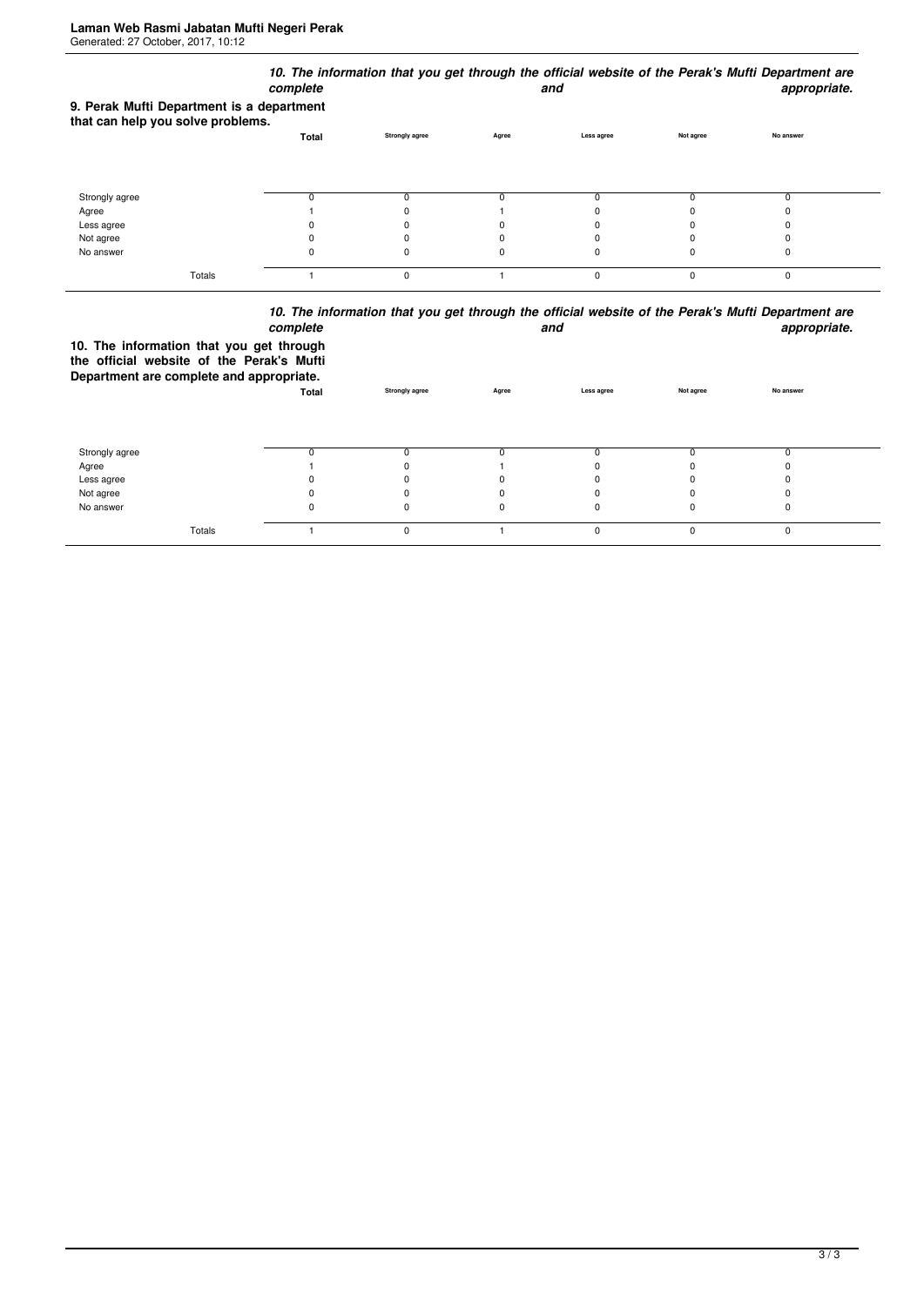| 9. Perak Mufti Department is a department that can help you solve problems. | Total | 10. The information that you get through the official website of the Perak's Mufti Department are complete and appropriate. | | | | |
|---|---|---|---|---|---|---|
| | | Strongly agree | Agree | Less agree | Not agree | No answer |
| Strongly agree | 0 | 0 | 0 | 0 | 0 | 0 |
| Agree | 1 | 0 | 1 | 0 | 0 | 0 |
| Less agree | 0 | 0 | 0 | 0 | 0 | 0 |
| Not agree | 0 | 0 | 0 | 0 | 0 | 0 |
| No answer | 0 | 0 | 0 | 0 | 0 | 0 |
| Totals | 1 | 0 | 1 | 0 | 0 | 0 |

| 10. The information that you get through the official website of the Perak's Mufti Department are complete and appropriate. | Total | 10. The information that you get through the official website of the Perak's Mufti Department are complete and appropriate. | | | | |
|---|---|---|---|---|---|---|
| | | Strongly agree | Agree | Less agree | Not agree | No answer |
| Strongly agree | 0 | 0 | 0 | 0 | 0 | 0 |
| Agree | 1 | 0 | 1 | 0 | 0 | 0 |
| Less agree | 0 | 0 | 0 | 0 | 0 | 0 |
| Not agree | 0 | 0 | 0 | 0 | 0 | 0 |
| No answer | 0 | 0 | 0 | 0 | 0 | 0 |
| Totals | 1 | 0 | 1 | 0 | 0 | 0 |